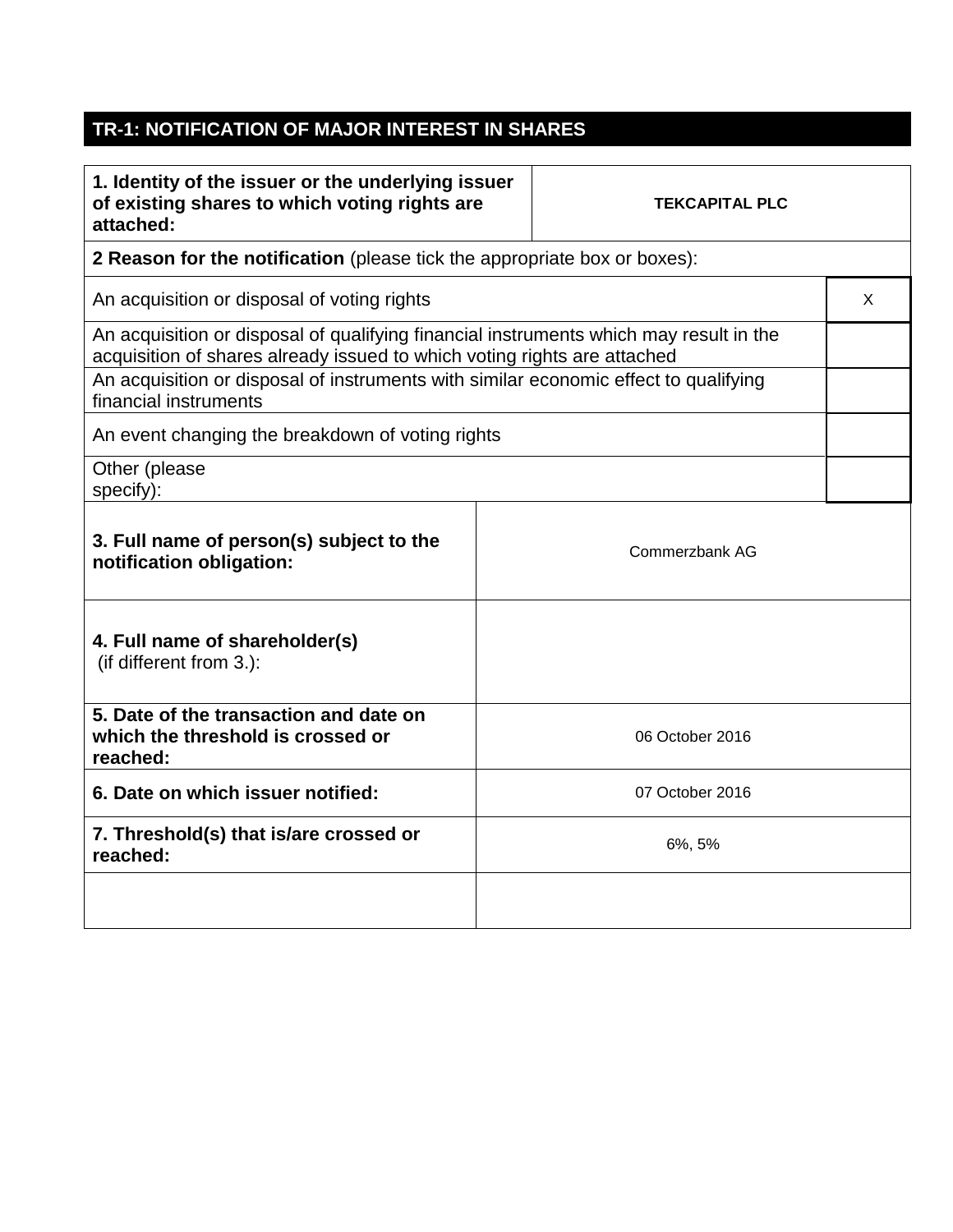## TR-1: NOTIFICATION OF MAJOR INTEREST IN SHARES

| | |
|---|---|
| **1. Identity of the issuer or the underlying issuer of existing shares to which voting rights are attached:** | **TEKCAPITAL PLC** |
| **2 Reason for the notification** (please tick the appropriate box or boxes): | |
| An acquisition or disposal of voting rights | X |
| An acquisition or disposal of qualifying financial instruments which may result in the acquisition of shares already issued to which voting rights are attached | |
| An acquisition or disposal of instruments with similar economic effect to qualifying financial instruments | |
| An event changing the breakdown of voting rights | |
| Other (please specify): | |
| **3. Full name of person(s) subject to the notification obligation:** | Commerzbank AG |
| **4. Full name of shareholder(s)** (if different from 3.): | |
| **5. Date of the transaction and date on which the threshold is crossed or reached:** | 06 October 2016 |
| **6. Date on which issuer notified:** | 07 October 2016 |
| **7. Threshold(s) that is/are crossed or reached:** | 6%, 5% |
| | |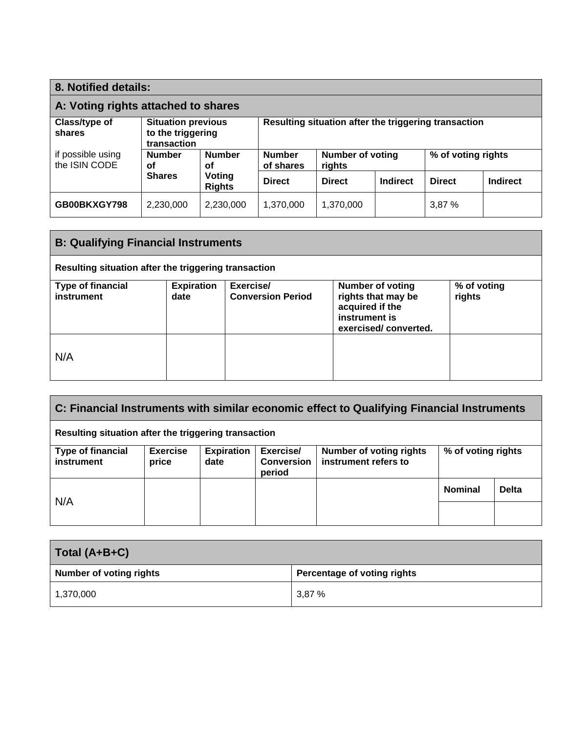## 8. Notified details:

### A: Voting rights attached to shares

| Class/type of shares<br><br>if possible using the ISIN CODE | Situation previous to the triggering transaction | | Resulting situation after the triggering transaction | | | | |
|---|---|---|---|---|---|---|---|
| | Number of Shares | Number of Voting Rights | Number of shares | Number of voting rights | | % of voting rights | |
| | | | Direct | Direct | Indirect | Direct | Indirect |
| **GB00BKXGY798** | 2,230,000 | 2,230,000 | 1,370,000 | 1,370,000 | | 3,87 % | |

### B: Qualifying Financial Instruments

**Resulting situation after the triggering transaction**

| Type of financial instrument | Expiration date | Exercise/ Conversion Period | Number of voting rights that may be acquired if the instrument is exercised/ converted. | % of voting rights |
|---|---|---|---|---|
| N/A | | | | |

### C: Financial Instruments with similar economic effect to Qualifying Financial Instruments

**Resulting situation after the triggering transaction**

| Type of financial instrument | Exercise price | Expiration date | Exercise/ Conversion period | Number of voting rights instrument refers to | % of voting rights | |
|---|---|---|---|---|---|---|
| | | | | | Nominal | Delta |
| N/A | | | | | | |

### Total (A+B+C)

| Number of voting rights | Percentage of voting rights |
|---|---|
| 1,370,000 | 3,87 % |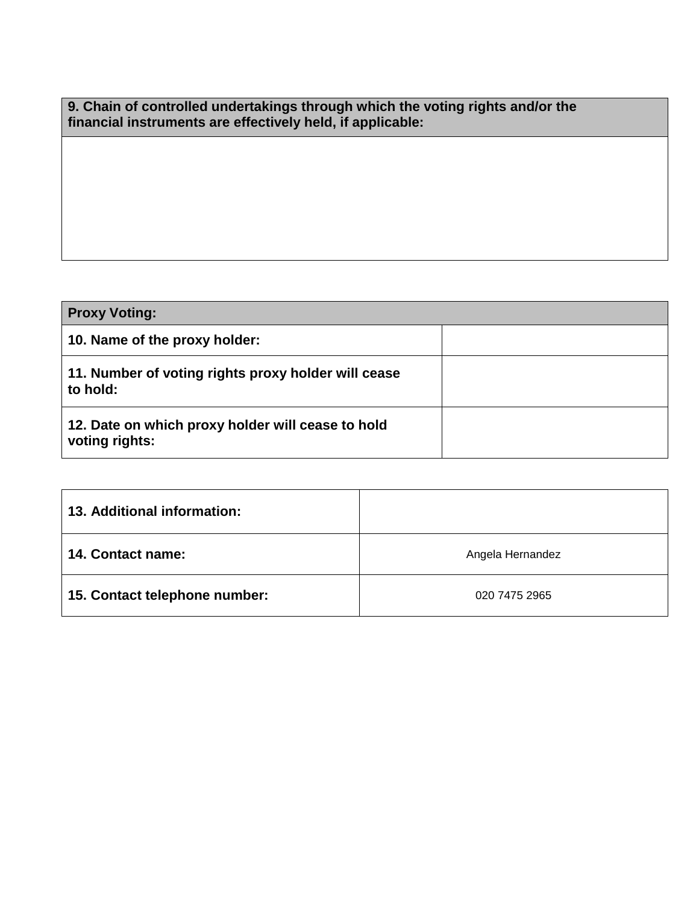| 9. Chain of controlled undertakings through which the voting rights and/or the financial instruments are effectively held, if applicable: |
| --- |
| |

| Proxy Voting: | |
| --- | --- |
| 10. Name of the proxy holder: | |
| 11. Number of voting rights proxy holder will cease to hold: | |
| 12. Date on which proxy holder will cease to hold voting rights: | |

| | |
| --- | --- |
| 13. Additional information: | |
| 14. Contact name: | Angela Hernandez |
| 15. Contact telephone number: | 020 7475 2965 |